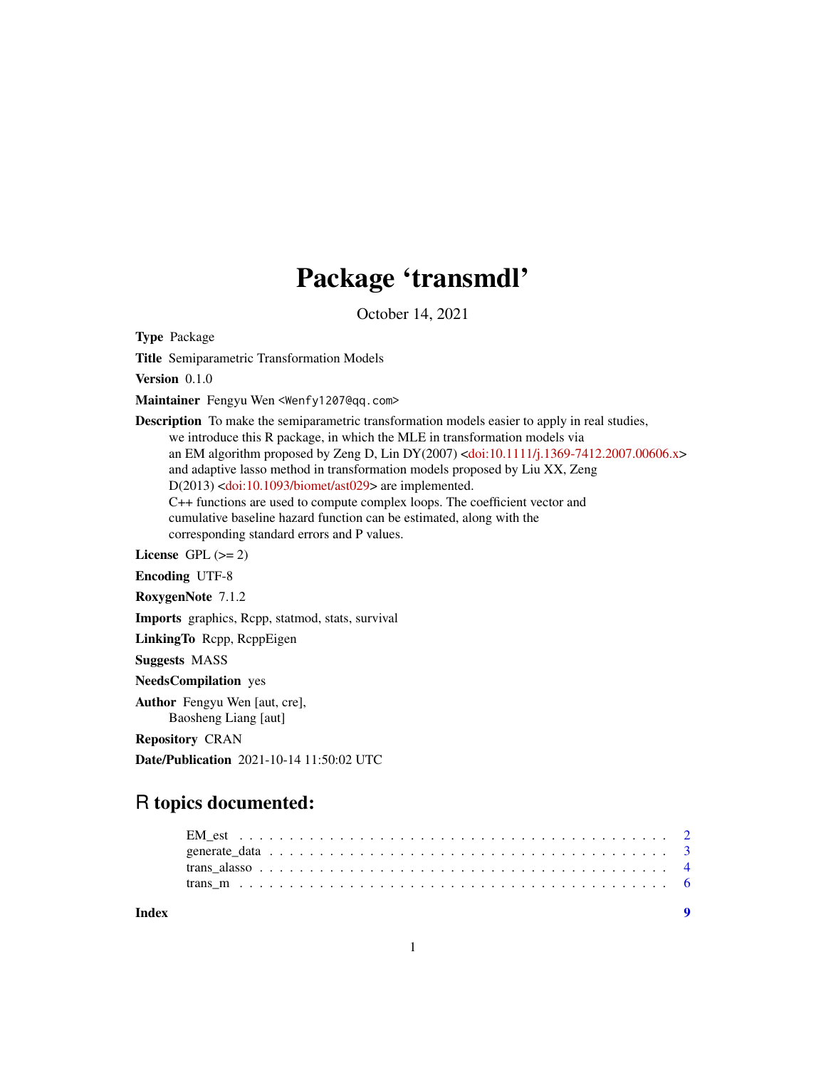# Package 'transmdl'

October 14, 2021

**Type** Package

**Title** Semiparametric Transformation Models

**Version** 0.1.0

**Maintainer** Fengyu Wen <Wenfy1207@qq.com>

**Description** To make the semiparametric transformation models easier to apply in real studies, we introduce this R package, in which the MLE in transformation models via an EM algorithm proposed by Zeng D, Lin DY(2007) <doi:10.1111/j.1369-7412.2007.00606.x> and adaptive lasso method in transformation models proposed by Liu XX, Zeng D(2013) <doi:10.1093/biomet/ast029> are implemented. C++ functions are used to compute complex loops. The coefficient vector and cumulative baseline hazard function can be estimated, along with the corresponding standard errors and P values.

**License** GPL (>= 2)

**Encoding** UTF-8

**RoxygenNote** 7.1.2

**Imports** graphics, Rcpp, statmod, stats, survival

**LinkingTo** Rcpp, RcppEigen

**Suggests** MASS

**NeedsCompilation** yes

**Author** Fengyu Wen [aut, cre], Baosheng Liang [aut]

**Repository** CRAN

**Date/Publication** 2021-10-14 11:50:02 UTC

## R topics documented:

- EM_est . . . . . . . . . . . . . . . . . . . . . . . . . . . . . . . . . . . . . . . . . . 2
- generate_data . . . . . . . . . . . . . . . . . . . . . . . . . . . . . . . . . . . . . . 3
- trans_alasso . . . . . . . . . . . . . . . . . . . . . . . . . . . . . . . . . . . . . . . 4
- trans_m . . . . . . . . . . . . . . . . . . . . . . . . . . . . . . . . . . . . . . . . . . 6

**Index** 9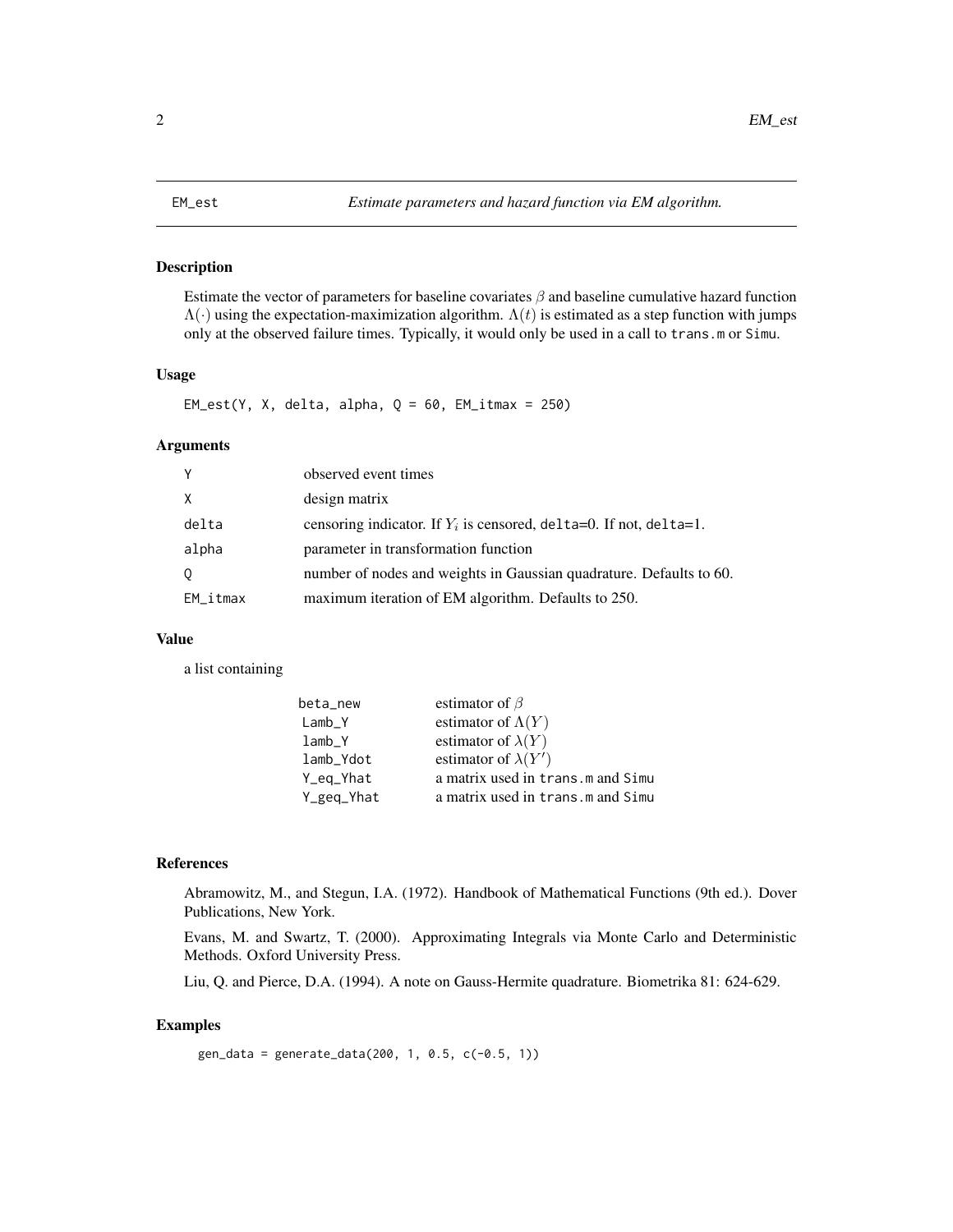## EM_est — *Estimate parameters and hazard function via EM algorithm.*

### Description

Estimate the vector of parameters for baseline covariates $\beta$ and baseline cumulative hazard function $\Lambda(\cdot)$ using the expectation-maximization algorithm. $\Lambda(t)$ is estimated as a step function with jumps only at the observed failure times. Typically, it would only be used in a call to `trans.m` or `Simu`.

### Usage

```
EM_est(Y, X, delta, alpha, Q = 60, EM_itmax = 250)
```

### Arguments

| | |
|---|---|
| `Y` | observed event times |
| `X` | design matrix |
| `delta` | censoring indicator. If $Y_i$ is censored, `delta=0`. If not, `delta=1`. |
| `alpha` | parameter in transformation function |
| `Q` | number of nodes and weights in Gaussian quadrature. Defaults to 60. |
| `EM_itmax` | maximum iteration of EM algorithm. Defaults to 250. |

### Value

a list containing

| | |
|---|---|
| `beta_new` | estimator of $\beta$ |
| `Lamb_Y` | estimator of $\Lambda(Y)$ |
| `lamb_Y` | estimator of $\lambda(Y)$ |
| `lamb_Ydot` | estimator of $\lambda(Y')$ |
| `Y_eq_Yhat` | a matrix used in `trans.m` and `Simu` |
| `Y_geq_Yhat` | a matrix used in `trans.m` and `Simu` |

### References

Abramowitz, M., and Stegun, I.A. (1972). Handbook of Mathematical Functions (9th ed.). Dover Publications, New York.

Evans, M. and Swartz, T. (2000). Approximating Integrals via Monte Carlo and Deterministic Methods. Oxford University Press.

Liu, Q. and Pierce, D.A. (1994). A note on Gauss-Hermite quadrature. Biometrika 81: 624-629.

### Examples

```
gen_data = generate_data(200, 1, 0.5, c(-0.5, 1))
```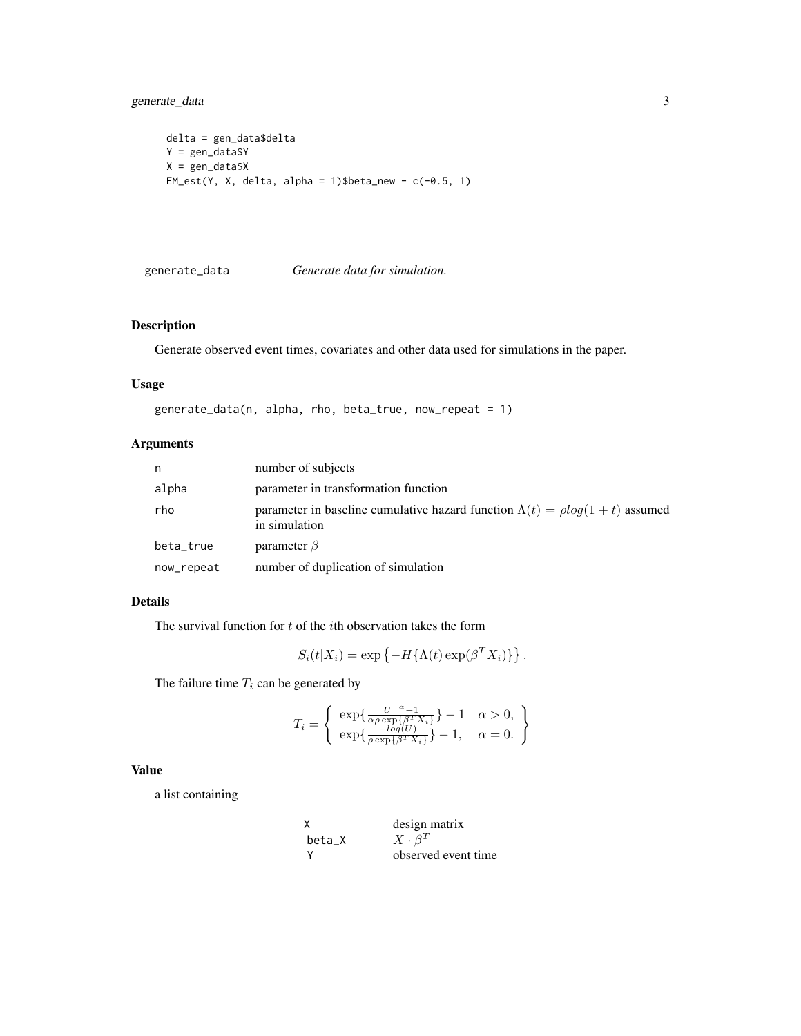```
delta = gen_data$delta
Y = gen_data$Y
X = gen_data$X
EM_est(Y, X, delta, alpha = 1)$beta_new - c(-0.5, 1)
```

---

generate_data    *Generate data for simulation.*

---

### Description

Generate observed event times, covariates and other data used for simulations in the paper.

### Usage

```
generate_data(n, alpha, rho, beta_true, now_repeat = 1)
```

### Arguments

| | |
|---|---|
| n | number of subjects |
| alpha | parameter in transformation function |
| rho | parameter in baseline cumulative hazard function $\Lambda(t) = \rho log(1 + t)$ assumed in simulation |
| beta_true | parameter $\beta$ |
| now_repeat | number of duplication of simulation |

### Details

The survival function for $t$ of the $i$th observation takes the form

$$S_i(t|X_i) = \exp\left\{-H\{\Lambda(t)\exp(\beta^T X_i)\}\right\}.$$

The failure time $T_i$ can be generated by

$$T_i = \left\{ \begin{array}{ll} \exp\{\frac{U^{-\alpha}-1}{\alpha\rho\exp\{\beta^T X_i\}}\} - 1 & \alpha > 0, \\ \exp\{\frac{-log(U)}{\rho\exp\{\beta^T X_i\}}\} - 1, & \alpha = 0. \end{array} \right\}$$

### Value

a list containing

| | |
|---|---|
| X | design matrix |
| beta_X | $X \cdot \beta^T$ |
| Y | observed event time |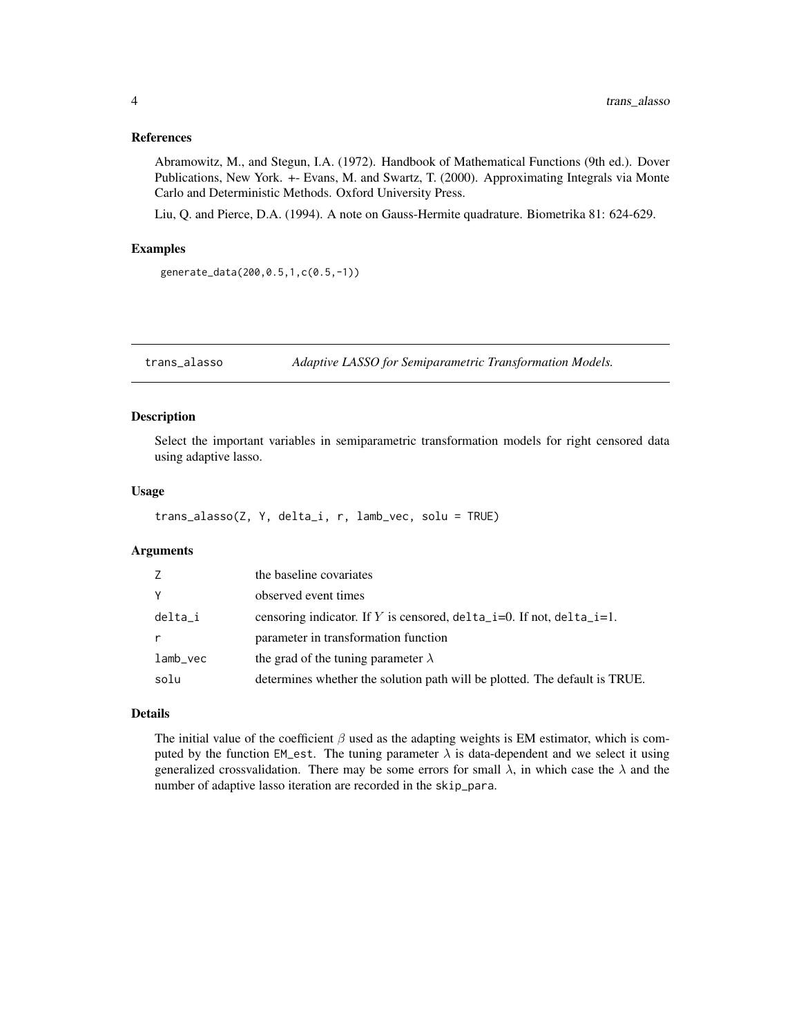### References

Abramowitz, M., and Stegun, I.A. (1972). Handbook of Mathematical Functions (9th ed.). Dover Publications, New York. +- Evans, M. and Swartz, T. (2000). Approximating Integrals via Monte Carlo and Deterministic Methods. Oxford University Press.

Liu, Q. and Pierce, D.A. (1994). A note on Gauss-Hermite quadrature. Biometrika 81: 624-629.

### Examples

```
generate_data(200,0.5,1,c(0.5,-1))
```

## trans_alasso — *Adaptive LASSO for Semiparametric Transformation Models.*

### Description

Select the important variables in semiparametric transformation models for right censored data using adaptive lasso.

### Usage

```
trans_alasso(Z, Y, delta_i, r, lamb_vec, solu = TRUE)
```

### Arguments

| | |
|---|---|
| Z | the baseline covariates |
| Y | observed event times |
| delta_i | censoring indicator. If $Y$ is censored, delta_i=0. If not, delta_i=1. |
| r | parameter in transformation function |
| lamb_vec | the grad of the tuning parameter $\lambda$ |
| solu | determines whether the solution path will be plotted. The default is TRUE. |

### Details

The initial value of the coefficient $\beta$ used as the adapting weights is EM estimator, which is computed by the function EM_est. The tuning parameter $\lambda$ is data-dependent and we select it using generalized crossvalidation. There may be some errors for small $\lambda$, in which case the $\lambda$ and the number of adaptive lasso iteration are recorded in the skip_para.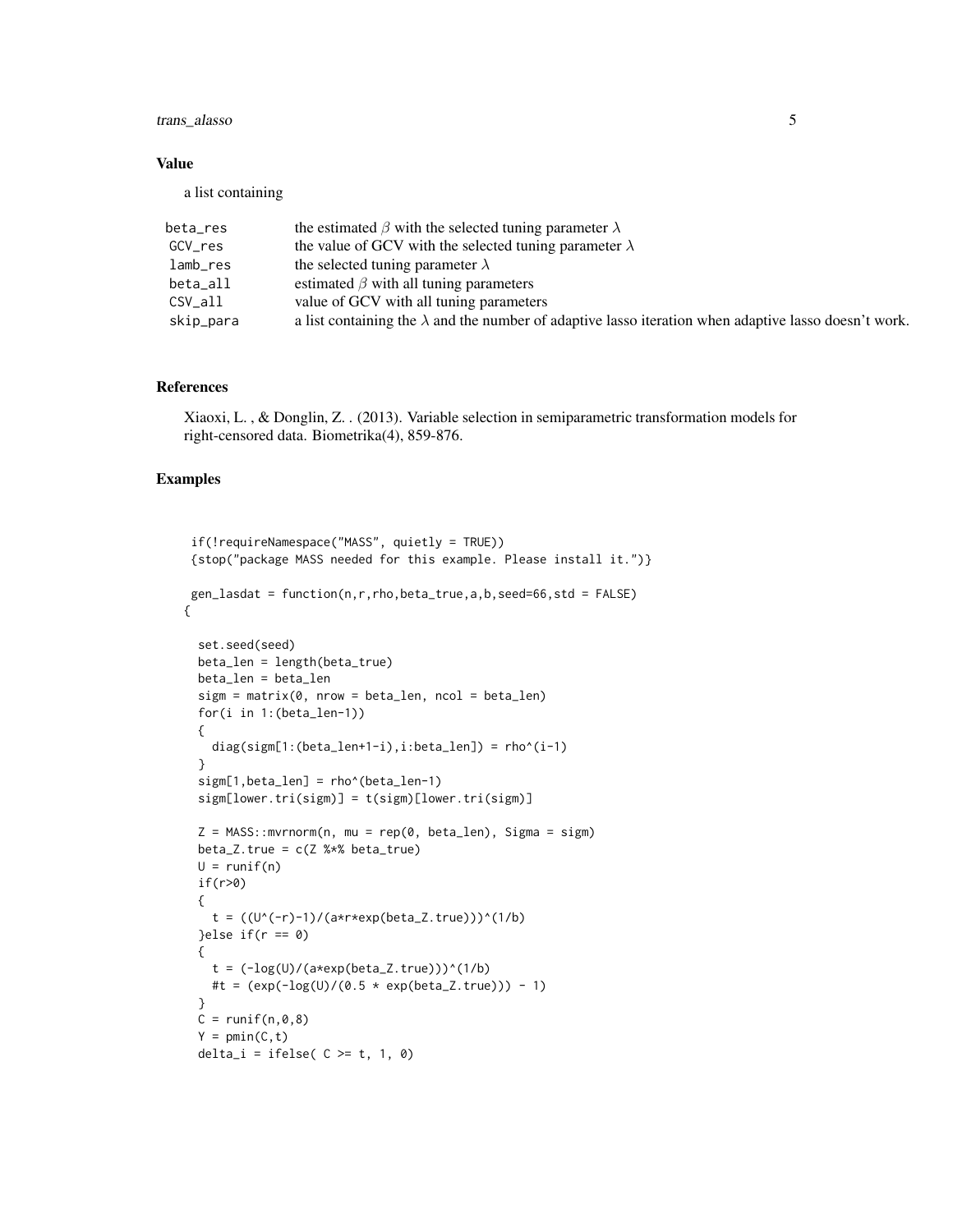### Value

a list containing

| | |
|---|---|
| beta_res | the estimated $\beta$ with the selected tuning parameter $\lambda$ |
| GCV_res | the value of GCV with the selected tuning parameter $\lambda$ |
| lamb_res | the selected tuning parameter $\lambda$ |
| beta_all | estimated $\beta$ with all tuning parameters |
| CSV_all | value of GCV with all tuning parameters |
| skip_para | a list containing the $\lambda$ and the number of adaptive lasso iteration when adaptive lasso doesn't work. |

### References

Xiaoxi, L. , & Donglin, Z. . (2013). Variable selection in semiparametric transformation models for right-censored data. Biometrika(4), 859-876.

### Examples

```
 if(!requireNamespace("MASS", quietly = TRUE))
 {stop("package MASS needed for this example. Please install it.")}

 gen_lasdat = function(n,r,rho,beta_true,a,b,seed=66,std = FALSE)
{

  set.seed(seed)
  beta_len = length(beta_true)
  beta_len = beta_len
  sigm = matrix(0, nrow = beta_len, ncol = beta_len)
  for(i in 1:(beta_len-1))
  {
    diag(sigm[1:(beta_len+1-i),i:beta_len]) = rho^(i-1)
  }
  sigm[1,beta_len] = rho^(beta_len-1)
  sigm[lower.tri(sigm)] = t(sigm)[lower.tri(sigm)]

  Z = MASS::mvrnorm(n, mu = rep(0, beta_len), Sigma = sigm)
  beta_Z.true = c(Z %*% beta_true)
  U = runif(n)
  if(r>0)
  {
    t = ((U^(-r)-1)/(a*r*exp(beta_Z.true)))^(1/b)
  }else if(r == 0)
  {
    t = (-log(U)/(a*exp(beta_Z.true)))^(1/b)
    #t = (exp(-log(U)/(0.5 * exp(beta_Z.true))) - 1)
  }
  C = runif(n,0,8)
  Y = pmin(C,t)
  delta_i = ifelse( C >= t, 1, 0)
```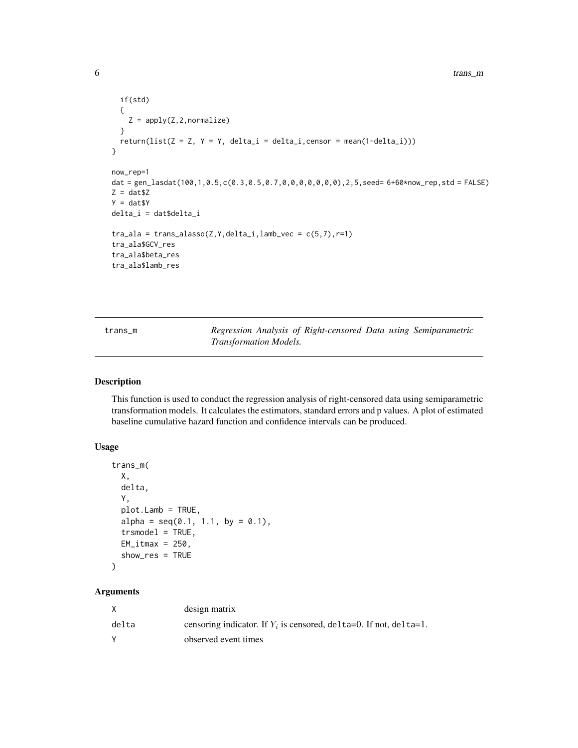```
  if(std)
  {
    Z = apply(Z,2,normalize)
  }
  return(list(Z = Z, Y = Y, delta_i = delta_i,censor = mean(1-delta_i)))
}

now_rep=1
dat = gen_lasdat(100,1,0.5,c(0.3,0.5,0.7,0,0,0,0,0,0,0),2,5,seed= 6+60*now_rep,std = FALSE)
Z = dat$Z
Y = dat$Y
delta_i = dat$delta_i

tra_ala = trans_alasso(Z,Y,delta_i,lamb_vec = c(5,7),r=1)
tra_ala$GCV_res
tra_ala$beta_res
tra_ala$lamb_res
```

## trans_m — *Regression Analysis of Right-censored Data using Semiparametric Transformation Models.*

### Description

This function is used to conduct the regression analysis of right-censored data using semiparametric transformation models. It calculates the estimators, standard errors and p values. A plot of estimated baseline cumulative hazard function and confidence intervals can be produced.

### Usage

```
trans_m(
  X,
  delta,
  Y,
  plot.Lamb = TRUE,
  alpha = seq(0.1, 1.1, by = 0.1),
  trsmodel = TRUE,
  EM_itmax = 250,
  show_res = TRUE
)
```

### Arguments

| | |
|---|---|
| X | design matrix |
| delta | censoring indicator. If $Y_i$ is censored, delta=0. If not, delta=1. |
| Y | observed event times |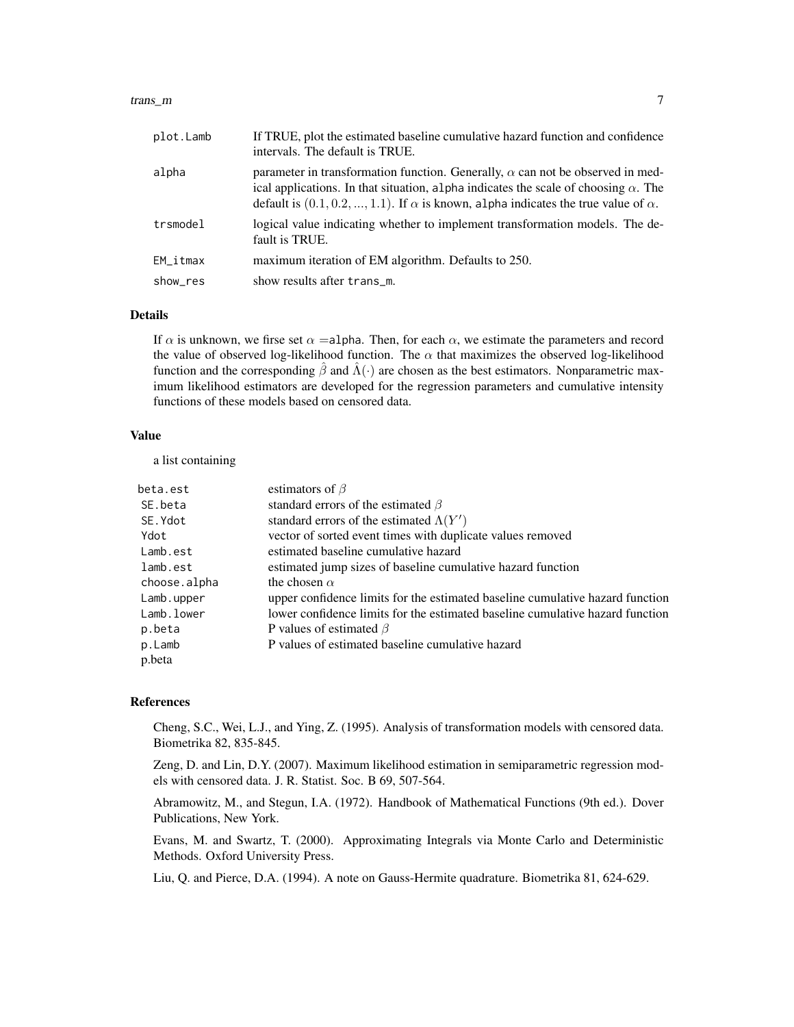| | |
|---|---|
| plot.Lamb | If TRUE, plot the estimated baseline cumulative hazard function and confidence intervals. The default is TRUE. |
| alpha | parameter in transformation function. Generally, $\alpha$ can not be observed in medical applications. In that situation, alpha indicates the scale of choosing $\alpha$. The default is $(0.1, 0.2, ..., 1.1)$. If $\alpha$ is known, alpha indicates the true value of $\alpha$. |
| trsmodel | logical value indicating whether to implement transformation models. The default is TRUE. |
| EM_itmax | maximum iteration of EM algorithm. Defaults to 250. |
| show_res | show results after trans_m. |

## Details

If $\alpha$ is unknown, we firse set $\alpha$ =alpha. Then, for each $\alpha$, we estimate the parameters and record the value of observed log-likelihood function. The $\alpha$ that maximizes the observed log-likelihood function and the corresponding $\hat{\beta}$ and $\hat{\Lambda}(\cdot)$ are chosen as the best estimators. Nonparametric maximum likelihood estimators are developed for the regression parameters and cumulative intensity functions of these models based on censored data.

## Value

a list containing

| | |
|---|---|
| beta.est | estimators of $\beta$ |
| SE.beta | standard errors of the estimated $\beta$ |
| SE.Ydot | standard errors of the estimated $\Lambda(Y')$ |
| Ydot | vector of sorted event times with duplicate values removed |
| Lamb.est | estimated baseline cumulative hazard |
| lamb.est | estimated jump sizes of baseline cumulative hazard function |
| choose.alpha | the chosen $\alpha$ |
| Lamb.upper | upper confidence limits for the estimated baseline cumulative hazard function |
| Lamb.lower | lower confidence limits for the estimated baseline cumulative hazard function |
| p.beta | P values of estimated $\beta$ |
| p.Lamb | P values of estimated baseline cumulative hazard |
| p.beta | |

## References

Cheng, S.C., Wei, L.J., and Ying, Z. (1995). Analysis of transformation models with censored data. Biometrika 82, 835-845.

Zeng, D. and Lin, D.Y. (2007). Maximum likelihood estimation in semiparametric regression models with censored data. J. R. Statist. Soc. B 69, 507-564.

Abramowitz, M., and Stegun, I.A. (1972). Handbook of Mathematical Functions (9th ed.). Dover Publications, New York.

Evans, M. and Swartz, T. (2000). Approximating Integrals via Monte Carlo and Deterministic Methods. Oxford University Press.

Liu, Q. and Pierce, D.A. (1994). A note on Gauss-Hermite quadrature. Biometrika 81, 624-629.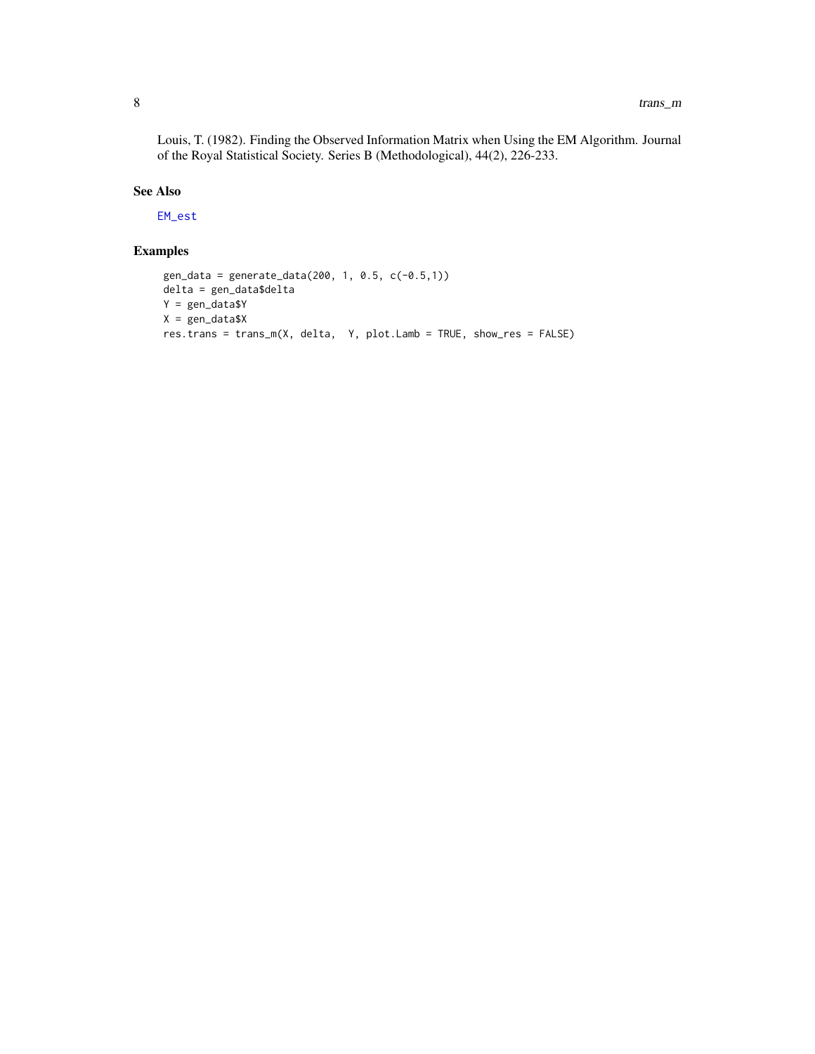Louis, T. (1982). Finding the Observed Information Matrix when Using the EM Algorithm. Journal of the Royal Statistical Society. Series B (Methodological), 44(2), 226-233.

## See Also

EM_est

## Examples

```
gen_data = generate_data(200, 1, 0.5, c(-0.5,1))
delta = gen_data$delta
Y = gen_data$Y
X = gen_data$X
res.trans = trans_m(X, delta,  Y, plot.Lamb = TRUE, show_res = FALSE)
```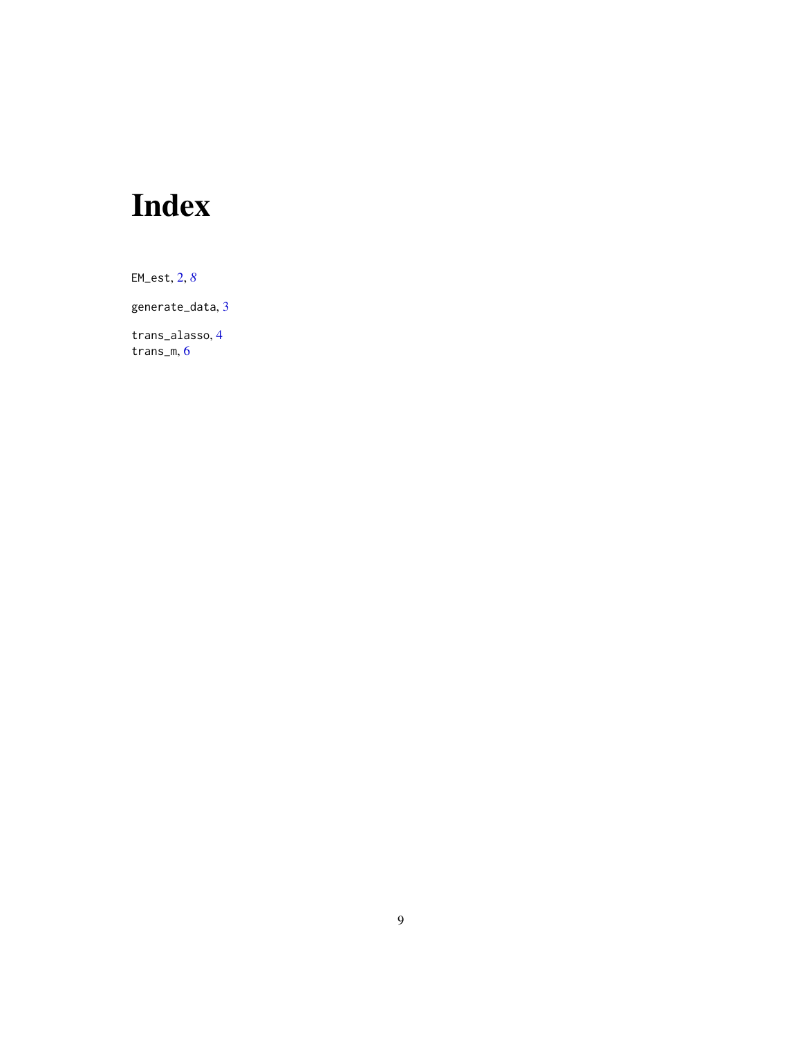# Index

EM_est, 2, *8*

generate_data, 3

trans_alasso, 4
trans_m, 6